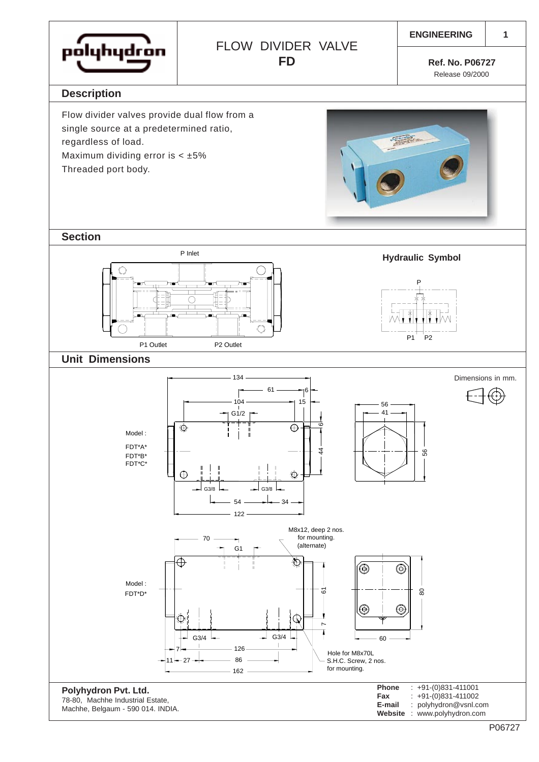polyhydron

# FLOW DIVIDER VALVE
# FD

**ENGINEERING** | **1**

**Ref. No. P06727**
Release 09/2000

## Description

Flow divider valves provide dual flow from a single source at a predetermined ratio, regardless of load.
Maximum dividing error is < ±5%
Threaded port body.

## Section

P Inlet

P1 Outlet

P2 Outlet

**Hydraulic Symbol**

P

P1 P2

## Unit Dimensions

Dimensions in mm.

Model :
FDT*A*
FDT*B*
FDT*C*

134
61
6
104
15
G1/2
6
44
G3/8
G3/8
54
34
122
56
41
56

M8x12, deep 2 nos. for mounting. (alternate)

Model :
FDT*D*

70
G1
61
7
G3/4
G3/4
7
126
11
27
86
162
80
60

Hole for M8x70L S.H.C. Screw, 2 nos. for mounting.

**Polyhydron Pvt. Ltd.**
78-80, Machhe Industrial Estate,
Machhe, Belgaum - 590 014. INDIA.

**Phone** : +91-(0)831-411001
**Fax** : +91-(0)831-411002
**E-mail** : polyhydron@vsnl.com
**Website** : www.polyhydron.com

P06727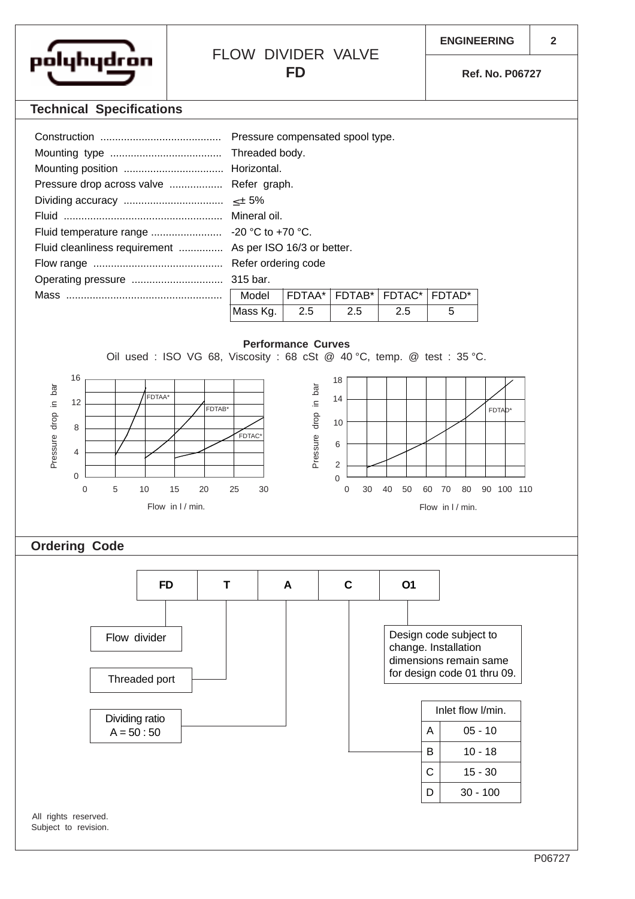# FLOW DIVIDER VALVE

**FD**

**ENGINEERING** | **2**

**Ref. No. P06727**

## Technical Specifications

Construction ......................................... Pressure compensated spool type.

Mounting type ...................................... Threaded body.

Mounting position .................................. Horizontal.

Pressure drop across valve .................. Refer graph.

Dividing accuracy .................................. ≤± 5%

Fluid ...................................................... Mineral oil.

Fluid temperature range ........................ -20 °C to +70 °C.

Fluid cleanliness requirement ............... As per ISO 16/3 or better.

Flow range ............................................ Refer ordering code

Operating pressure ............................... 315 bar.

Mass .....................................................

| Model | FDTAA* | FDTAB* | FDTAC* | FDTAD* |
|---|---|---|---|---|
| Mass Kg. | 2.5 | 2.5 | 2.5 | 5 |

**Performance Curves**

Oil used : ISO VG 68, Viscosity : 68 cSt @ 40 °C, temp. @ test : 35 °C.

Pressure drop in bar

16
12
8
4
0

FDTAA*
FDTAB*
FDTAC*

0 5 10 15 20 25 30

Flow in l / min.

Pressure drop in bar

18
14
10
6
2
0

FDTAD*

0 30 40 50 60 70 80 90 100 110

Flow in l / min.

## Ordering Code

| FD | T | A | C | O1 |
|---|---|---|---|---|

Flow divider

Threaded port

Dividing ratio
A = 50 : 50

Design code subject to change. Installation dimensions remain same for design code 01 thru 09.

| Inlet flow l/min. | |
|---|---|
| A | 05 - 10 |
| B | 10 - 18 |
| C | 15 - 30 |
| D | 30 - 100 |

All rights reserved.
Subject to revision.